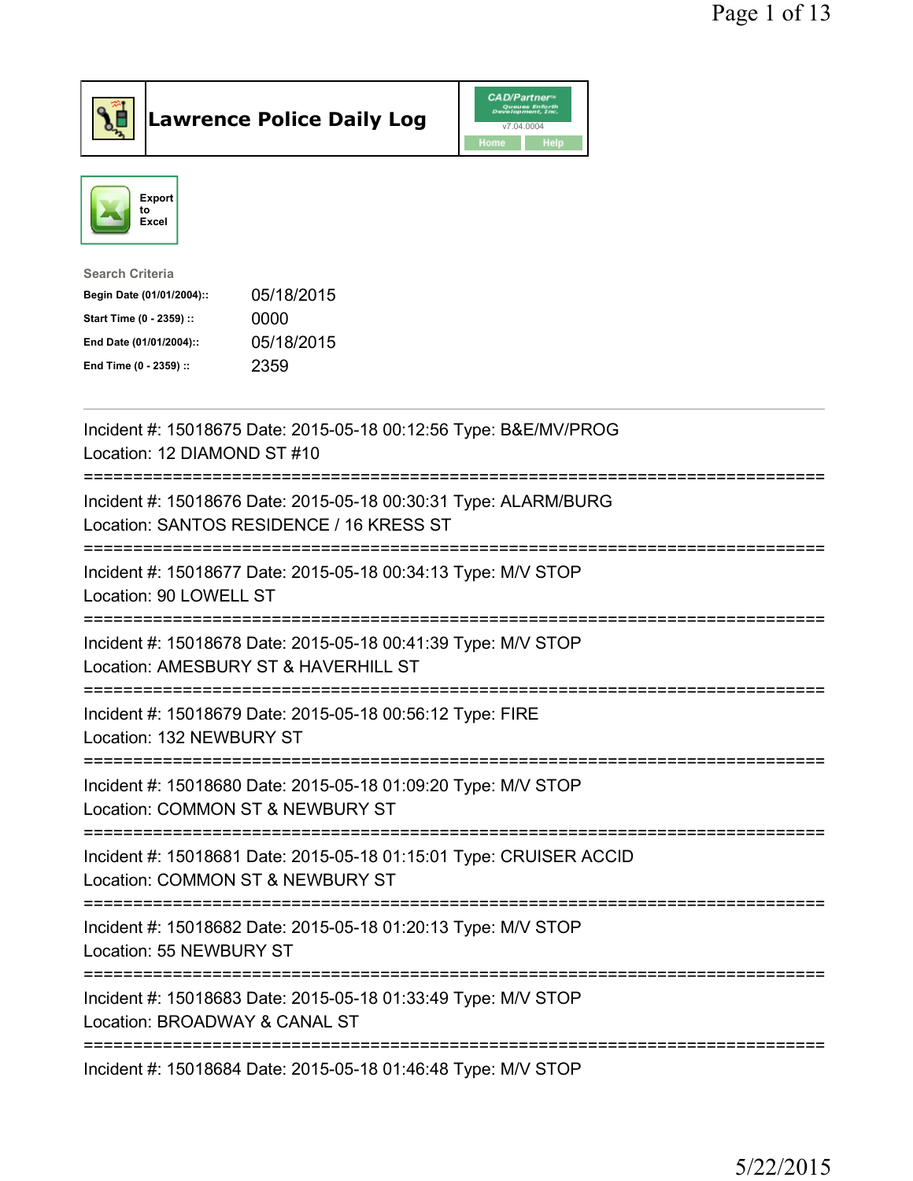# Lawrence Police Daily Log

CAD/Partner v7.04.0004

Home | Help

Export to Excel

Search Criteria

| | |
|---|---|
| **Begin Date (01/01/2004)::** | 05/18/2015 |
| **Start Time (0 - 2359) ::** | 0000 |
| **End Date (01/01/2004)::** | 05/18/2015 |
| **End Time (0 - 2359) ::** | 2359 |

---

Incident #: 15018675 Date: 2015-05-18 00:12:56 Type: B&E/MV/PROG
Location: 12 DIAMOND ST #10

===========================================================================

Incident #: 15018676 Date: 2015-05-18 00:30:31 Type: ALARM/BURG
Location: SANTOS RESIDENCE / 16 KRESS ST

===========================================================================

Incident #: 15018677 Date: 2015-05-18 00:34:13 Type: M/V STOP
Location: 90 LOWELL ST

===========================================================================

Incident #: 15018678 Date: 2015-05-18 00:41:39 Type: M/V STOP
Location: AMESBURY ST & HAVERHILL ST

===========================================================================

Incident #: 15018679 Date: 2015-05-18 00:56:12 Type: FIRE
Location: 132 NEWBURY ST

===========================================================================

Incident #: 15018680 Date: 2015-05-18 01:09:20 Type: M/V STOP
Location: COMMON ST & NEWBURY ST

===========================================================================

Incident #: 15018681 Date: 2015-05-18 01:15:01 Type: CRUISER ACCID
Location: COMMON ST & NEWBURY ST

===========================================================================

Incident #: 15018682 Date: 2015-05-18 01:20:13 Type: M/V STOP
Location: 55 NEWBURY ST

===========================================================================

Incident #: 15018683 Date: 2015-05-18 01:33:49 Type: M/V STOP
Location: BROADWAY & CANAL ST

===========================================================================

Incident #: 15018684 Date: 2015-05-18 01:46:48 Type: M/V STOP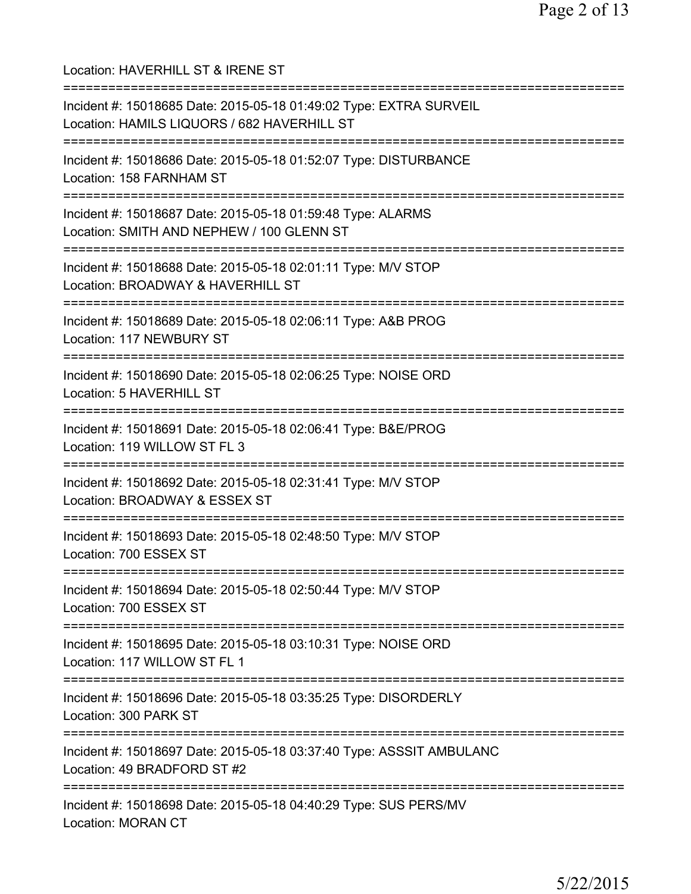Location: HAVERHILL ST & IRENE ST

===========================================================================

Incident #: 15018685 Date: 2015-05-18 01:49:02 Type: EXTRA SURVEIL
Location: HAMILS LIQUORS / 682 HAVERHILL ST

===========================================================================

Incident #: 15018686 Date: 2015-05-18 01:52:07 Type: DISTURBANCE
Location: 158 FARNHAM ST

===========================================================================

Incident #: 15018687 Date: 2015-05-18 01:59:48 Type: ALARMS
Location: SMITH AND NEPHEW / 100 GLENN ST

===========================================================================

Incident #: 15018688 Date: 2015-05-18 02:01:11 Type: M/V STOP
Location: BROADWAY & HAVERHILL ST

===========================================================================

Incident #: 15018689 Date: 2015-05-18 02:06:11 Type: A&B PROG
Location: 117 NEWBURY ST

===========================================================================

Incident #: 15018690 Date: 2015-05-18 02:06:25 Type: NOISE ORD
Location: 5 HAVERHILL ST

===========================================================================

Incident #: 15018691 Date: 2015-05-18 02:06:41 Type: B&E/PROG
Location: 119 WILLOW ST FL 3

===========================================================================

Incident #: 15018692 Date: 2015-05-18 02:31:41 Type: M/V STOP
Location: BROADWAY & ESSEX ST

===========================================================================

Incident #: 15018693 Date: 2015-05-18 02:48:50 Type: M/V STOP
Location: 700 ESSEX ST

===========================================================================

Incident #: 15018694 Date: 2015-05-18 02:50:44 Type: M/V STOP
Location: 700 ESSEX ST

===========================================================================

Incident #: 15018695 Date: 2015-05-18 03:10:31 Type: NOISE ORD
Location: 117 WILLOW ST FL 1

===========================================================================

Incident #: 15018696 Date: 2015-05-18 03:35:25 Type: DISORDERLY
Location: 300 PARK ST

===========================================================================

Incident #: 15018697 Date: 2015-05-18 03:37:40 Type: ASSSIT AMBULANC
Location: 49 BRADFORD ST #2

===========================================================================

Incident #: 15018698 Date: 2015-05-18 04:40:29 Type: SUS PERS/MV
Location: MORAN CT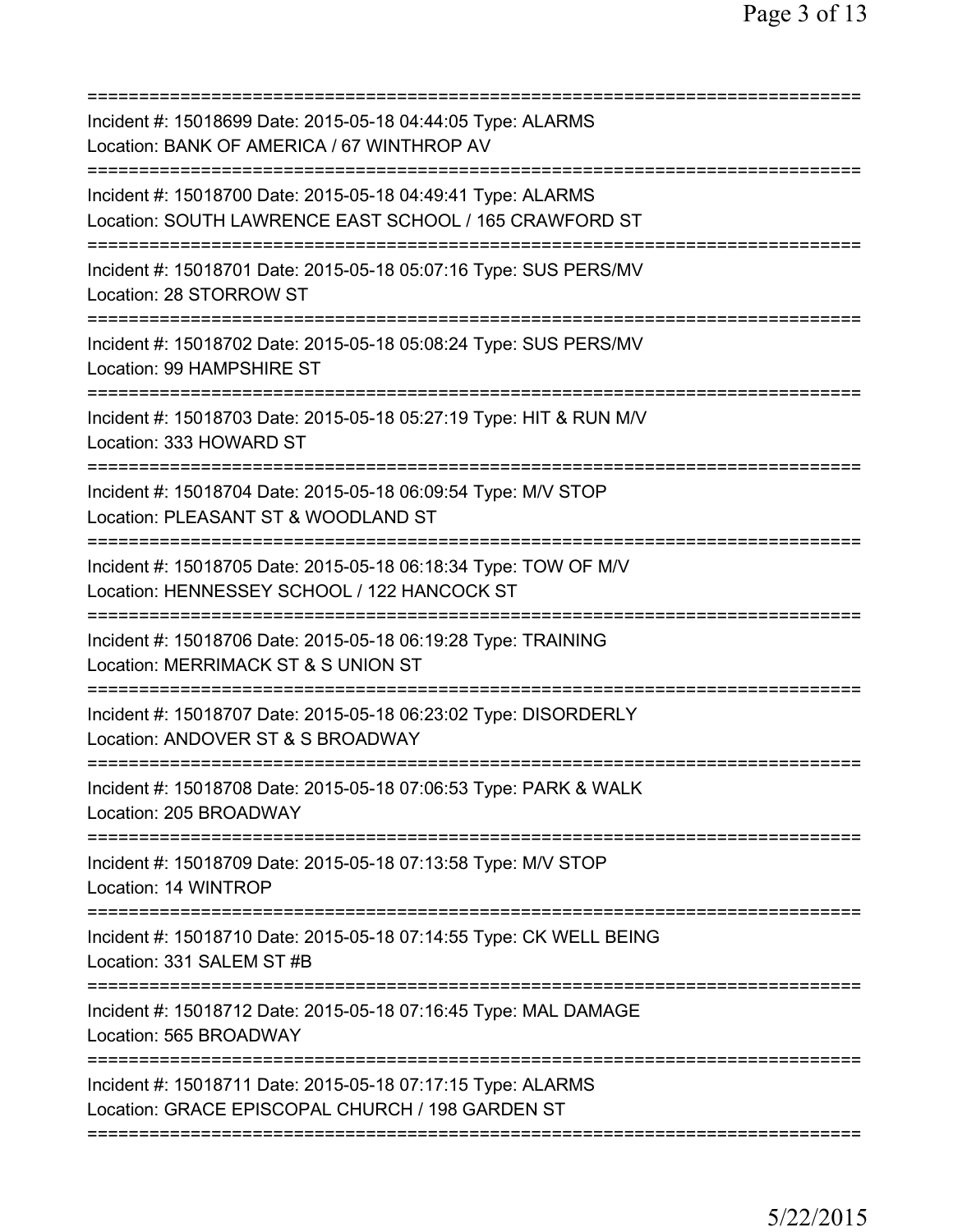==============================================================================
Incident #: 15018699 Date: 2015-05-18 04:44:05 Type: ALARMS
Location: BANK OF AMERICA / 67 WINTHROP AV
==============================================================================
Incident #: 15018700 Date: 2015-05-18 04:49:41 Type: ALARMS
Location: SOUTH LAWRENCE EAST SCHOOL / 165 CRAWFORD ST
==============================================================================
Incident #: 15018701 Date: 2015-05-18 05:07:16 Type: SUS PERS/MV
Location: 28 STORROW ST
==============================================================================
Incident #: 15018702 Date: 2015-05-18 05:08:24 Type: SUS PERS/MV
Location: 99 HAMPSHIRE ST
==============================================================================
Incident #: 15018703 Date: 2015-05-18 05:27:19 Type: HIT & RUN M/V
Location: 333 HOWARD ST
==============================================================================
Incident #: 15018704 Date: 2015-05-18 06:09:54 Type: M/V STOP
Location: PLEASANT ST & WOODLAND ST
==============================================================================
Incident #: 15018705 Date: 2015-05-18 06:18:34 Type: TOW OF M/V
Location: HENNESSEY SCHOOL / 122 HANCOCK ST
==============================================================================
Incident #: 15018706 Date: 2015-05-18 06:19:28 Type: TRAINING
Location: MERRIMACK ST & S UNION ST
==============================================================================
Incident #: 15018707 Date: 2015-05-18 06:23:02 Type: DISORDERLY
Location: ANDOVER ST & S BROADWAY
==============================================================================
Incident #: 15018708 Date: 2015-05-18 07:06:53 Type: PARK & WALK
Location: 205 BROADWAY
==============================================================================
Incident #: 15018709 Date: 2015-05-18 07:13:58 Type: M/V STOP
Location: 14 WINTROP
==============================================================================
Incident #: 15018710 Date: 2015-05-18 07:14:55 Type: CK WELL BEING
Location: 331 SALEM ST #B
==============================================================================
Incident #: 15018712 Date: 2015-05-18 07:16:45 Type: MAL DAMAGE
Location: 565 BROADWAY
==============================================================================
Incident #: 15018711 Date: 2015-05-18 07:17:15 Type: ALARMS
Location: GRACE EPISCOPAL CHURCH / 198 GARDEN ST
==============================================================================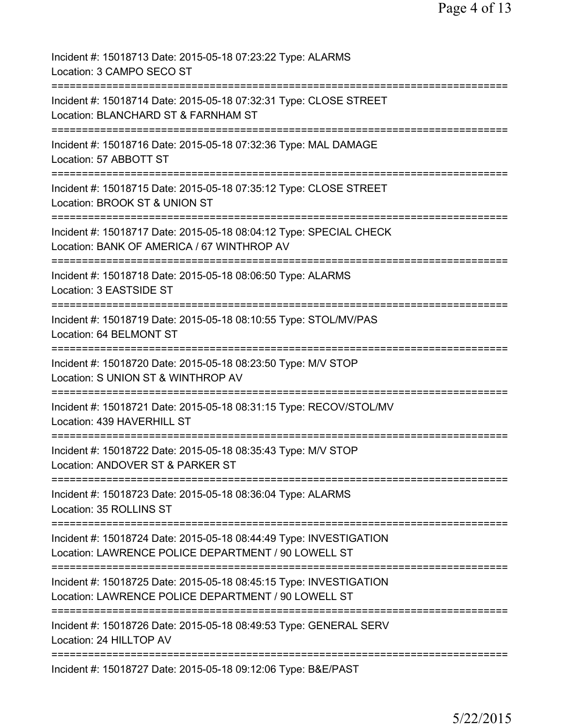Incident #: 15018713 Date: 2015-05-18 07:23:22 Type: ALARMS
Location: 3 CAMPO SECO ST
===========================================================================
Incident #: 15018714 Date: 2015-05-18 07:32:31 Type: CLOSE STREET
Location: BLANCHARD ST & FARNHAM ST
===========================================================================
Incident #: 15018716 Date: 2015-05-18 07:32:36 Type: MAL DAMAGE
Location: 57 ABBOTT ST
===========================================================================
Incident #: 15018715 Date: 2015-05-18 07:35:12 Type: CLOSE STREET
Location: BROOK ST & UNION ST
===========================================================================
Incident #: 15018717 Date: 2015-05-18 08:04:12 Type: SPECIAL CHECK
Location: BANK OF AMERICA / 67 WINTHROP AV
===========================================================================
Incident #: 15018718 Date: 2015-05-18 08:06:50 Type: ALARMS
Location: 3 EASTSIDE ST
===========================================================================
Incident #: 15018719 Date: 2015-05-18 08:10:55 Type: STOL/MV/PAS
Location: 64 BELMONT ST
===========================================================================
Incident #: 15018720 Date: 2015-05-18 08:23:50 Type: M/V STOP
Location: S UNION ST & WINTHROP AV
===========================================================================
Incident #: 15018721 Date: 2015-05-18 08:31:15 Type: RECOV/STOL/MV
Location: 439 HAVERHILL ST
===========================================================================
Incident #: 15018722 Date: 2015-05-18 08:35:43 Type: M/V STOP
Location: ANDOVER ST & PARKER ST
===========================================================================
Incident #: 15018723 Date: 2015-05-18 08:36:04 Type: ALARMS
Location: 35 ROLLINS ST
===========================================================================
Incident #: 15018724 Date: 2015-05-18 08:44:49 Type: INVESTIGATION
Location: LAWRENCE POLICE DEPARTMENT / 90 LOWELL ST
===========================================================================
Incident #: 15018725 Date: 2015-05-18 08:45:15 Type: INVESTIGATION
Location: LAWRENCE POLICE DEPARTMENT / 90 LOWELL ST
===========================================================================
Incident #: 15018726 Date: 2015-05-18 08:49:53 Type: GENERAL SERV
Location: 24 HILLTOP AV
===========================================================================
Incident #: 15018727 Date: 2015-05-18 09:12:06 Type: B&E/PAST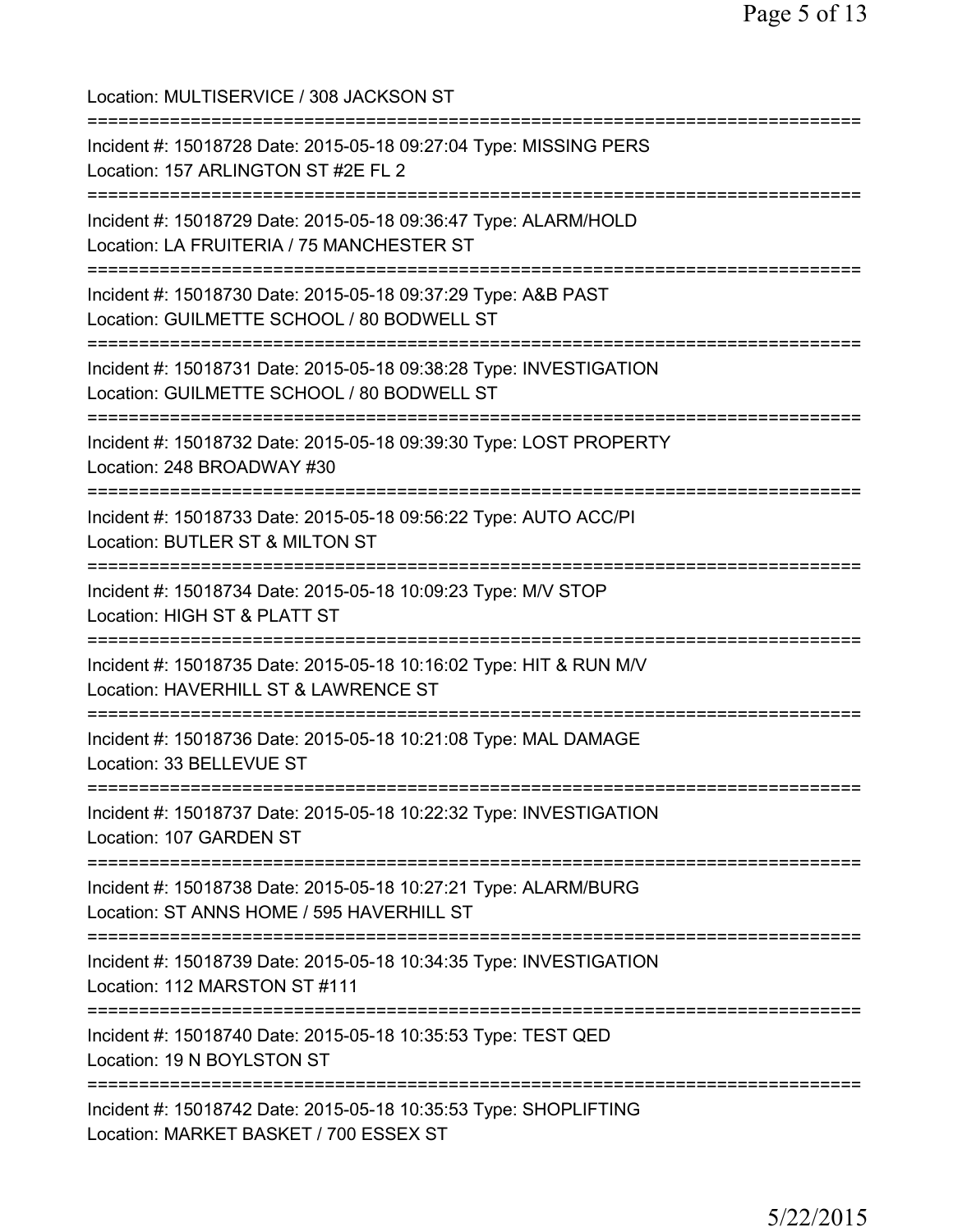Location: MULTISERVICE / 308 JACKSON ST

===========================================================================

Incident #: 15018728 Date: 2015-05-18 09:27:04 Type: MISSING PERS
Location: 157 ARLINGTON ST #2E FL 2

===========================================================================

Incident #: 15018729 Date: 2015-05-18 09:36:47 Type: ALARM/HOLD
Location: LA FRUITERIA / 75 MANCHESTER ST

===========================================================================

Incident #: 15018730 Date: 2015-05-18 09:37:29 Type: A&B PAST
Location: GUILMETTE SCHOOL / 80 BODWELL ST

===========================================================================

Incident #: 15018731 Date: 2015-05-18 09:38:28 Type: INVESTIGATION
Location: GUILMETTE SCHOOL / 80 BODWELL ST

===========================================================================

Incident #: 15018732 Date: 2015-05-18 09:39:30 Type: LOST PROPERTY
Location: 248 BROADWAY #30

===========================================================================

Incident #: 15018733 Date: 2015-05-18 09:56:22 Type: AUTO ACC/PI
Location: BUTLER ST & MILTON ST

===========================================================================

Incident #: 15018734 Date: 2015-05-18 10:09:23 Type: M/V STOP
Location: HIGH ST & PLATT ST

===========================================================================

Incident #: 15018735 Date: 2015-05-18 10:16:02 Type: HIT & RUN M/V
Location: HAVERHILL ST & LAWRENCE ST

===========================================================================

Incident #: 15018736 Date: 2015-05-18 10:21:08 Type: MAL DAMAGE
Location: 33 BELLEVUE ST

===========================================================================

Incident #: 15018737 Date: 2015-05-18 10:22:32 Type: INVESTIGATION
Location: 107 GARDEN ST

===========================================================================

Incident #: 15018738 Date: 2015-05-18 10:27:21 Type: ALARM/BURG
Location: ST ANNS HOME / 595 HAVERHILL ST

===========================================================================

Incident #: 15018739 Date: 2015-05-18 10:34:35 Type: INVESTIGATION
Location: 112 MARSTON ST #111

===========================================================================

Incident #: 15018740 Date: 2015-05-18 10:35:53 Type: TEST QED
Location: 19 N BOYLSTON ST

===========================================================================

Incident #: 15018742 Date: 2015-05-18 10:35:53 Type: SHOPLIFTING
Location: MARKET BASKET / 700 ESSEX ST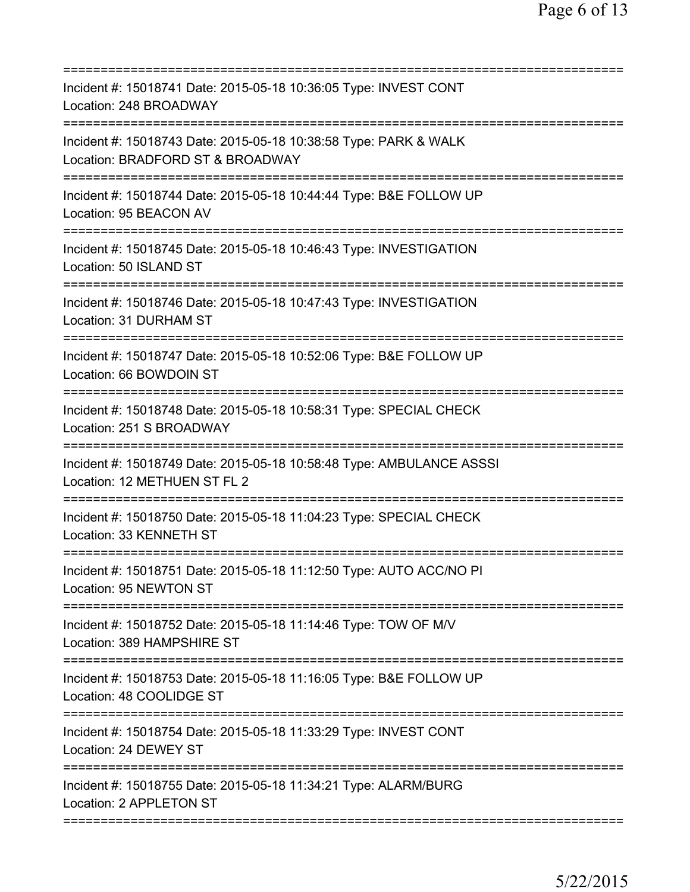===========================================================================

Incident #: 15018741 Date: 2015-05-18 10:36:05 Type: INVEST CONT
Location: 248 BROADWAY

===========================================================================

Incident #: 15018743 Date: 2015-05-18 10:38:58 Type: PARK & WALK
Location: BRADFORD ST & BROADWAY

===========================================================================

Incident #: 15018744 Date: 2015-05-18 10:44:44 Type: B&E FOLLOW UP
Location: 95 BEACON AV

===========================================================================

Incident #: 15018745 Date: 2015-05-18 10:46:43 Type: INVESTIGATION
Location: 50 ISLAND ST

===========================================================================

Incident #: 15018746 Date: 2015-05-18 10:47:43 Type: INVESTIGATION
Location: 31 DURHAM ST

===========================================================================

Incident #: 15018747 Date: 2015-05-18 10:52:06 Type: B&E FOLLOW UP
Location: 66 BOWDOIN ST

===========================================================================

Incident #: 15018748 Date: 2015-05-18 10:58:31 Type: SPECIAL CHECK
Location: 251 S BROADWAY

===========================================================================

Incident #: 15018749 Date: 2015-05-18 10:58:48 Type: AMBULANCE ASSSI
Location: 12 METHUEN ST FL 2

===========================================================================

Incident #: 15018750 Date: 2015-05-18 11:04:23 Type: SPECIAL CHECK
Location: 33 KENNETH ST

===========================================================================

Incident #: 15018751 Date: 2015-05-18 11:12:50 Type: AUTO ACC/NO PI
Location: 95 NEWTON ST

===========================================================================

Incident #: 15018752 Date: 2015-05-18 11:14:46 Type: TOW OF M/V
Location: 389 HAMPSHIRE ST

===========================================================================

Incident #: 15018753 Date: 2015-05-18 11:16:05 Type: B&E FOLLOW UP
Location: 48 COOLIDGE ST

===========================================================================

Incident #: 15018754 Date: 2015-05-18 11:33:29 Type: INVEST CONT
Location: 24 DEWEY ST

===========================================================================

Incident #: 15018755 Date: 2015-05-18 11:34:21 Type: ALARM/BURG
Location: 2 APPLETON ST

===========================================================================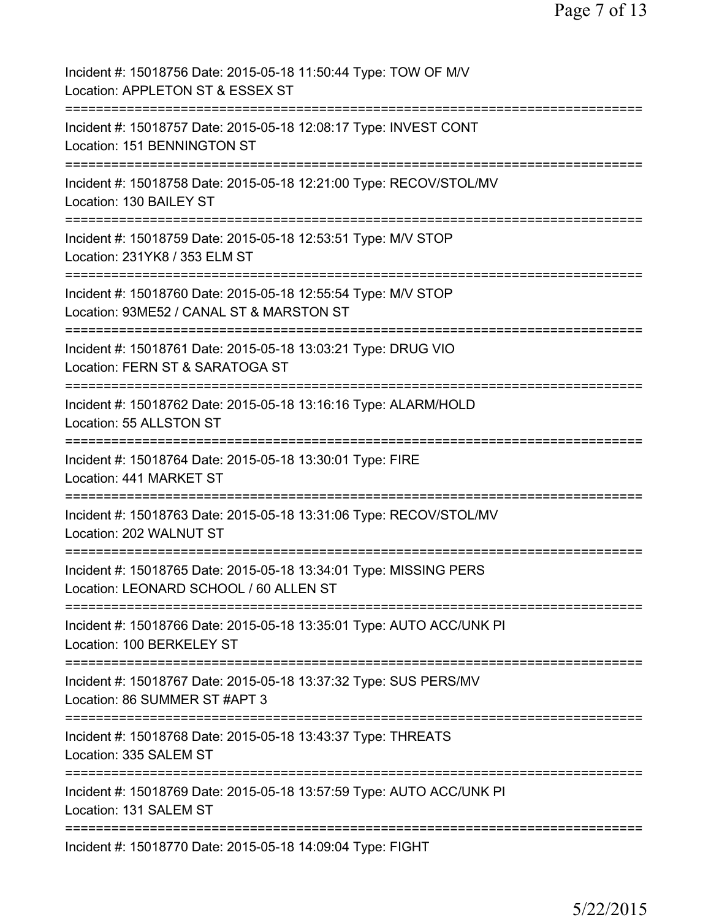Incident #: 15018756 Date: 2015-05-18 11:50:44 Type: TOW OF M/V
Location: APPLETON ST & ESSEX ST
===========================================================================
Incident #: 15018757 Date: 2015-05-18 12:08:17 Type: INVEST CONT
Location: 151 BENNINGTON ST
===========================================================================
Incident #: 15018758 Date: 2015-05-18 12:21:00 Type: RECOV/STOL/MV
Location: 130 BAILEY ST
===========================================================================
Incident #: 15018759 Date: 2015-05-18 12:53:51 Type: M/V STOP
Location: 231YK8 / 353 ELM ST
===========================================================================
Incident #: 15018760 Date: 2015-05-18 12:55:54 Type: M/V STOP
Location: 93ME52 / CANAL ST & MARSTON ST
===========================================================================
Incident #: 15018761 Date: 2015-05-18 13:03:21 Type: DRUG VIO
Location: FERN ST & SARATOGA ST
===========================================================================
Incident #: 15018762 Date: 2015-05-18 13:16:16 Type: ALARM/HOLD
Location: 55 ALLSTON ST
===========================================================================
Incident #: 15018764 Date: 2015-05-18 13:30:01 Type: FIRE
Location: 441 MARKET ST
===========================================================================
Incident #: 15018763 Date: 2015-05-18 13:31:06 Type: RECOV/STOL/MV
Location: 202 WALNUT ST
===========================================================================
Incident #: 15018765 Date: 2015-05-18 13:34:01 Type: MISSING PERS
Location: LEONARD SCHOOL / 60 ALLEN ST
===========================================================================
Incident #: 15018766 Date: 2015-05-18 13:35:01 Type: AUTO ACC/UNK PI
Location: 100 BERKELEY ST
===========================================================================
Incident #: 15018767 Date: 2015-05-18 13:37:32 Type: SUS PERS/MV
Location: 86 SUMMER ST #APT 3
===========================================================================
Incident #: 15018768 Date: 2015-05-18 13:43:37 Type: THREATS
Location: 335 SALEM ST
===========================================================================
Incident #: 15018769 Date: 2015-05-18 13:57:59 Type: AUTO ACC/UNK PI
Location: 131 SALEM ST
===========================================================================
Incident #: 15018770 Date: 2015-05-18 14:09:04 Type: FIGHT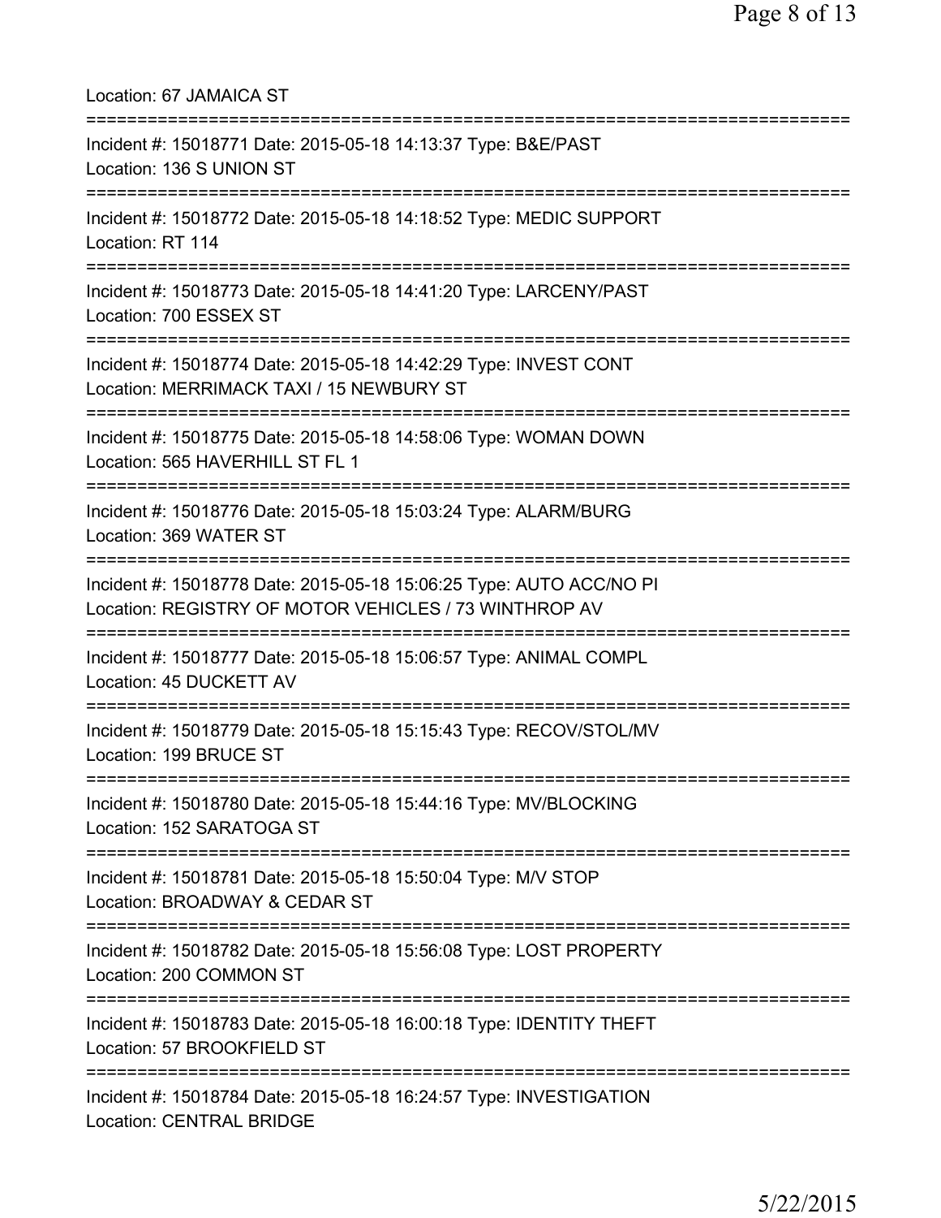Location: 67 JAMAICA ST

===========================================================================

Incident #: 15018771 Date: 2015-05-18 14:13:37 Type: B&E/PAST
Location: 136 S UNION ST

===========================================================================

Incident #: 15018772 Date: 2015-05-18 14:18:52 Type: MEDIC SUPPORT
Location: RT 114

===========================================================================

Incident #: 15018773 Date: 2015-05-18 14:41:20 Type: LARCENY/PAST
Location: 700 ESSEX ST

===========================================================================

Incident #: 15018774 Date: 2015-05-18 14:42:29 Type: INVEST CONT
Location: MERRIMACK TAXI / 15 NEWBURY ST

===========================================================================

Incident #: 15018775 Date: 2015-05-18 14:58:06 Type: WOMAN DOWN
Location: 565 HAVERHILL ST FL 1

===========================================================================

Incident #: 15018776 Date: 2015-05-18 15:03:24 Type: ALARM/BURG
Location: 369 WATER ST

===========================================================================

Incident #: 15018778 Date: 2015-05-18 15:06:25 Type: AUTO ACC/NO PI
Location: REGISTRY OF MOTOR VEHICLES / 73 WINTHROP AV

===========================================================================

Incident #: 15018777 Date: 2015-05-18 15:06:57 Type: ANIMAL COMPL
Location: 45 DUCKETT AV

===========================================================================

Incident #: 15018779 Date: 2015-05-18 15:15:43 Type: RECOV/STOL/MV
Location: 199 BRUCE ST

===========================================================================

Incident #: 15018780 Date: 2015-05-18 15:44:16 Type: MV/BLOCKING
Location: 152 SARATOGA ST

===========================================================================

Incident #: 15018781 Date: 2015-05-18 15:50:04 Type: M/V STOP
Location: BROADWAY & CEDAR ST

===========================================================================

Incident #: 15018782 Date: 2015-05-18 15:56:08 Type: LOST PROPERTY
Location: 200 COMMON ST

===========================================================================

Incident #: 15018783 Date: 2015-05-18 16:00:18 Type: IDENTITY THEFT
Location: 57 BROOKFIELD ST

===========================================================================

Incident #: 15018784 Date: 2015-05-18 16:24:57 Type: INVESTIGATION
Location: CENTRAL BRIDGE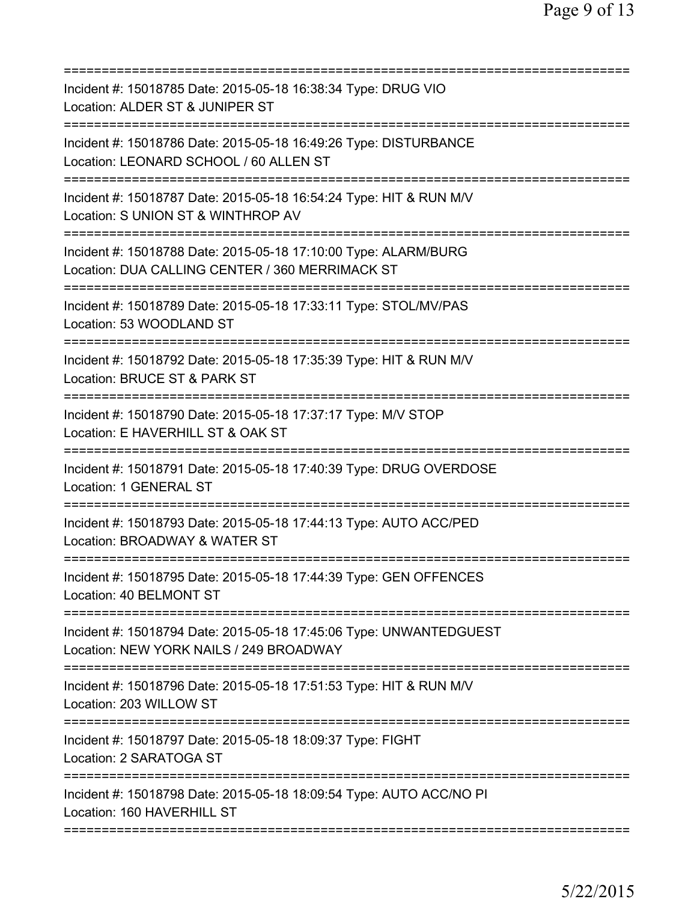==============================================================================
Incident #: 15018785 Date: 2015-05-18 16:38:34 Type: DRUG VIO
Location: ALDER ST & JUNIPER ST
==============================================================================
Incident #: 15018786 Date: 2015-05-18 16:49:26 Type: DISTURBANCE
Location: LEONARD SCHOOL / 60 ALLEN ST
==============================================================================
Incident #: 15018787 Date: 2015-05-18 16:54:24 Type: HIT & RUN M/V
Location: S UNION ST & WINTHROP AV
==============================================================================
Incident #: 15018788 Date: 2015-05-18 17:10:00 Type: ALARM/BURG
Location: DUA CALLING CENTER / 360 MERRIMACK ST
==============================================================================
Incident #: 15018789 Date: 2015-05-18 17:33:11 Type: STOL/MV/PAS
Location: 53 WOODLAND ST
==============================================================================
Incident #: 15018792 Date: 2015-05-18 17:35:39 Type: HIT & RUN M/V
Location: BRUCE ST & PARK ST
==============================================================================
Incident #: 15018790 Date: 2015-05-18 17:37:17 Type: M/V STOP
Location: E HAVERHILL ST & OAK ST
==============================================================================
Incident #: 15018791 Date: 2015-05-18 17:40:39 Type: DRUG OVERDOSE
Location: 1 GENERAL ST
==============================================================================
Incident #: 15018793 Date: 2015-05-18 17:44:13 Type: AUTO ACC/PED
Location: BROADWAY & WATER ST
==============================================================================
Incident #: 15018795 Date: 2015-05-18 17:44:39 Type: GEN OFFENCES
Location: 40 BELMONT ST
==============================================================================
Incident #: 15018794 Date: 2015-05-18 17:45:06 Type: UNWANTEDGUEST
Location: NEW YORK NAILS / 249 BROADWAY
==============================================================================
Incident #: 15018796 Date: 2015-05-18 17:51:53 Type: HIT & RUN M/V
Location: 203 WILLOW ST
==============================================================================
Incident #: 15018797 Date: 2015-05-18 18:09:37 Type: FIGHT
Location: 2 SARATOGA ST
==============================================================================
Incident #: 15018798 Date: 2015-05-18 18:09:54 Type: AUTO ACC/NO PI
Location: 160 HAVERHILL ST
==============================================================================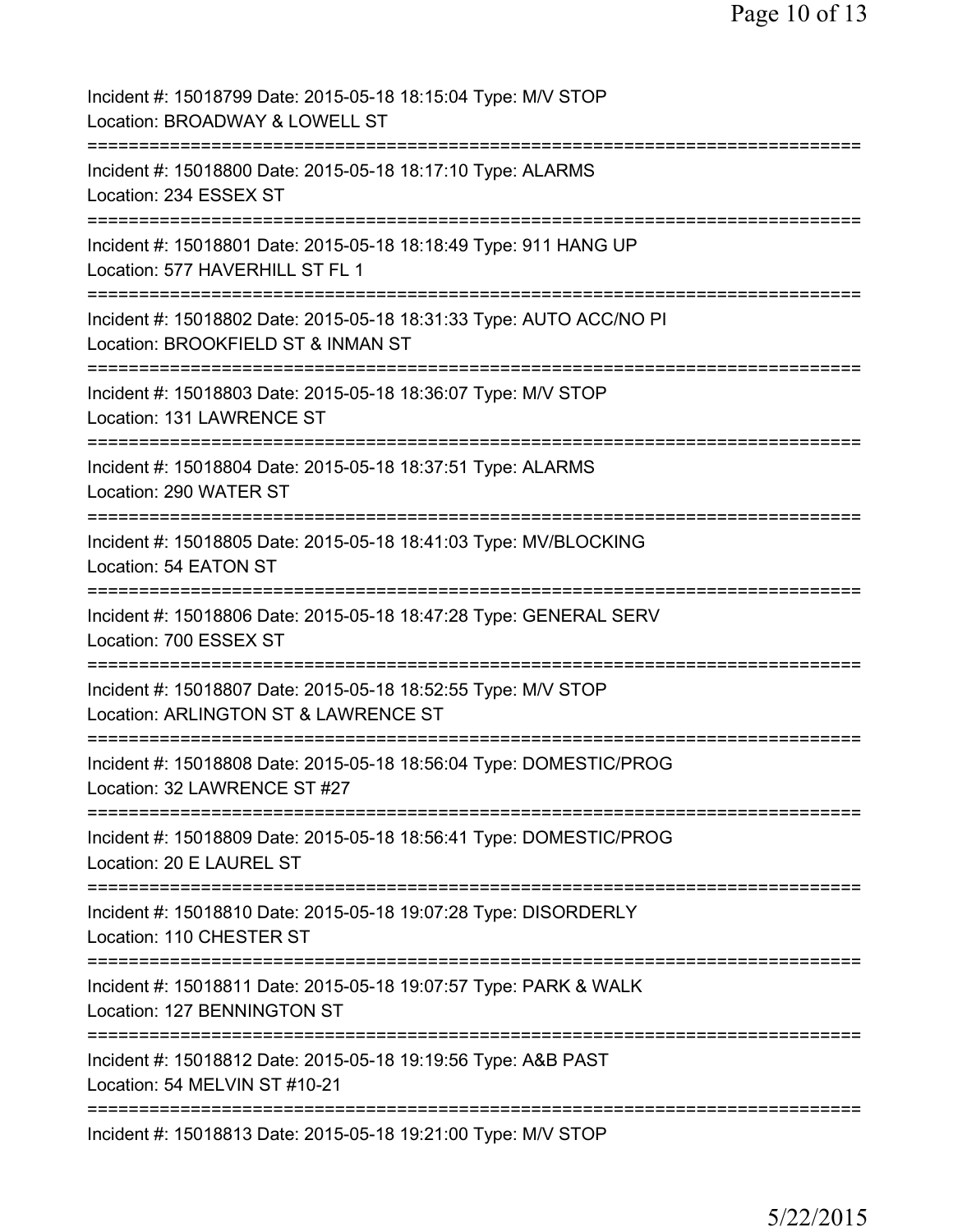Incident #: 15018799 Date: 2015-05-18 18:15:04 Type: M/V STOP
Location: BROADWAY & LOWELL ST
===========================================================================
Incident #: 15018800 Date: 2015-05-18 18:17:10 Type: ALARMS
Location: 234 ESSEX ST
===========================================================================
Incident #: 15018801 Date: 2015-05-18 18:18:49 Type: 911 HANG UP
Location: 577 HAVERHILL ST FL 1
===========================================================================
Incident #: 15018802 Date: 2015-05-18 18:31:33 Type: AUTO ACC/NO PI
Location: BROOKFIELD ST & INMAN ST
===========================================================================
Incident #: 15018803 Date: 2015-05-18 18:36:07 Type: M/V STOP
Location: 131 LAWRENCE ST
===========================================================================
Incident #: 15018804 Date: 2015-05-18 18:37:51 Type: ALARMS
Location: 290 WATER ST
===========================================================================
Incident #: 15018805 Date: 2015-05-18 18:41:03 Type: MV/BLOCKING
Location: 54 EATON ST
===========================================================================
Incident #: 15018806 Date: 2015-05-18 18:47:28 Type: GENERAL SERV
Location: 700 ESSEX ST
===========================================================================
Incident #: 15018807 Date: 2015-05-18 18:52:55 Type: M/V STOP
Location: ARLINGTON ST & LAWRENCE ST
===========================================================================
Incident #: 15018808 Date: 2015-05-18 18:56:04 Type: DOMESTIC/PROG
Location: 32 LAWRENCE ST #27
===========================================================================
Incident #: 15018809 Date: 2015-05-18 18:56:41 Type: DOMESTIC/PROG
Location: 20 E LAUREL ST
===========================================================================
Incident #: 15018810 Date: 2015-05-18 19:07:28 Type: DISORDERLY
Location: 110 CHESTER ST
===========================================================================
Incident #: 15018811 Date: 2015-05-18 19:07:57 Type: PARK & WALK
Location: 127 BENNINGTON ST
===========================================================================
Incident #: 15018812 Date: 2015-05-18 19:19:56 Type: A&B PAST
Location: 54 MELVIN ST #10-21
===========================================================================
Incident #: 15018813 Date: 2015-05-18 19:21:00 Type: M/V STOP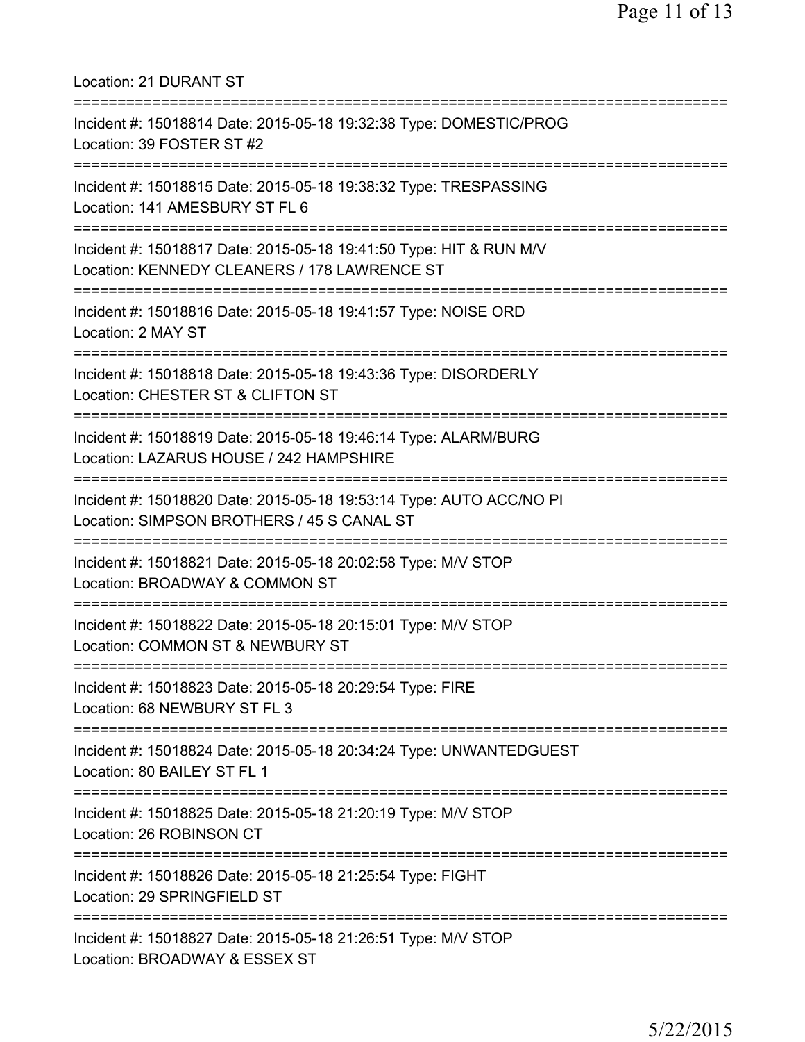Location: 21 DURANT ST

===========================================================================

Incident #: 15018814 Date: 2015-05-18 19:32:38 Type: DOMESTIC/PROG
Location: 39 FOSTER ST #2

===========================================================================

Incident #: 15018815 Date: 2015-05-18 19:38:32 Type: TRESPASSING
Location: 141 AMESBURY ST FL 6

===========================================================================

Incident #: 15018817 Date: 2015-05-18 19:41:50 Type: HIT & RUN M/V
Location: KENNEDY CLEANERS / 178 LAWRENCE ST

===========================================================================

Incident #: 15018816 Date: 2015-05-18 19:41:57 Type: NOISE ORD
Location: 2 MAY ST

===========================================================================

Incident #: 15018818 Date: 2015-05-18 19:43:36 Type: DISORDERLY
Location: CHESTER ST & CLIFTON ST

===========================================================================

Incident #: 15018819 Date: 2015-05-18 19:46:14 Type: ALARM/BURG
Location: LAZARUS HOUSE / 242 HAMPSHIRE

===========================================================================

Incident #: 15018820 Date: 2015-05-18 19:53:14 Type: AUTO ACC/NO PI
Location: SIMPSON BROTHERS / 45 S CANAL ST

===========================================================================

Incident #: 15018821 Date: 2015-05-18 20:02:58 Type: M/V STOP
Location: BROADWAY & COMMON ST

===========================================================================

Incident #: 15018822 Date: 2015-05-18 20:15:01 Type: M/V STOP
Location: COMMON ST & NEWBURY ST

===========================================================================

Incident #: 15018823 Date: 2015-05-18 20:29:54 Type: FIRE
Location: 68 NEWBURY ST FL 3

===========================================================================

Incident #: 15018824 Date: 2015-05-18 20:34:24 Type: UNWANTEDGUEST
Location: 80 BAILEY ST FL 1

===========================================================================

Incident #: 15018825 Date: 2015-05-18 21:20:19 Type: M/V STOP
Location: 26 ROBINSON CT

===========================================================================

Incident #: 15018826 Date: 2015-05-18 21:25:54 Type: FIGHT
Location: 29 SPRINGFIELD ST

===========================================================================

Incident #: 15018827 Date: 2015-05-18 21:26:51 Type: M/V STOP
Location: BROADWAY & ESSEX ST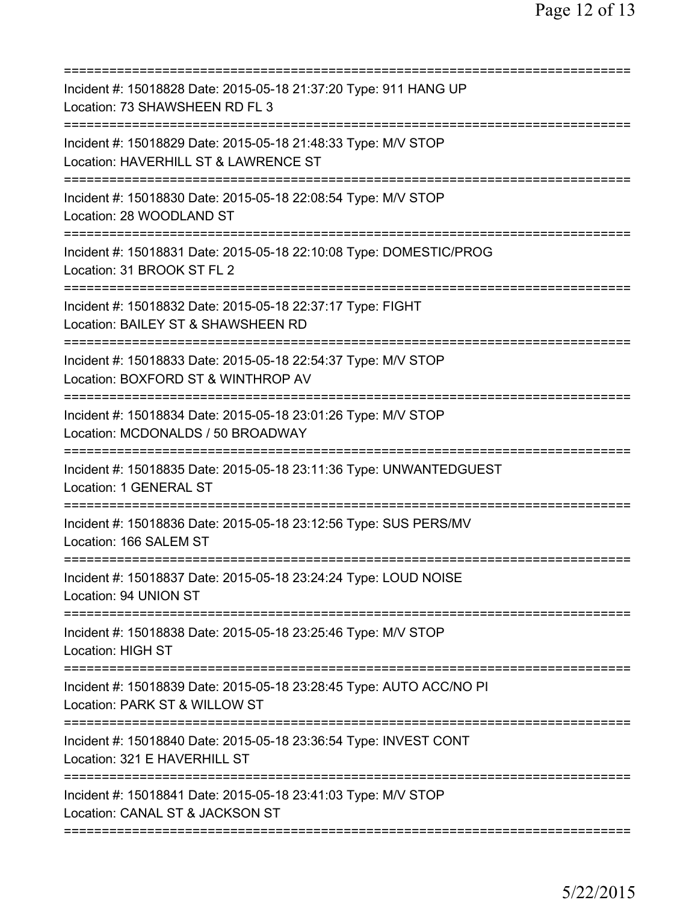===========================================================================
Incident #: 15018828 Date: 2015-05-18 21:37:20 Type: 911 HANG UP
Location: 73 SHAWSHEEN RD FL 3
===========================================================================
Incident #: 15018829 Date: 2015-05-18 21:48:33 Type: M/V STOP
Location: HAVERHILL ST & LAWRENCE ST
===========================================================================
Incident #: 15018830 Date: 2015-05-18 22:08:54 Type: M/V STOP
Location: 28 WOODLAND ST
===========================================================================
Incident #: 15018831 Date: 2015-05-18 22:10:08 Type: DOMESTIC/PROG
Location: 31 BROOK ST FL 2
===========================================================================
Incident #: 15018832 Date: 2015-05-18 22:37:17 Type: FIGHT
Location: BAILEY ST & SHAWSHEEN RD
===========================================================================
Incident #: 15018833 Date: 2015-05-18 22:54:37 Type: M/V STOP
Location: BOXFORD ST & WINTHROP AV
===========================================================================
Incident #: 15018834 Date: 2015-05-18 23:01:26 Type: M/V STOP
Location: MCDONALDS / 50 BROADWAY
===========================================================================
Incident #: 15018835 Date: 2015-05-18 23:11:36 Type: UNWANTEDGUEST
Location: 1 GENERAL ST
===========================================================================
Incident #: 15018836 Date: 2015-05-18 23:12:56 Type: SUS PERS/MV
Location: 166 SALEM ST
===========================================================================
Incident #: 15018837 Date: 2015-05-18 23:24:24 Type: LOUD NOISE
Location: 94 UNION ST
===========================================================================
Incident #: 15018838 Date: 2015-05-18 23:25:46 Type: M/V STOP
Location: HIGH ST
===========================================================================
Incident #: 15018839 Date: 2015-05-18 23:28:45 Type: AUTO ACC/NO PI
Location: PARK ST & WILLOW ST
===========================================================================
Incident #: 15018840 Date: 2015-05-18 23:36:54 Type: INVEST CONT
Location: 321 E HAVERHILL ST
===========================================================================
Incident #: 15018841 Date: 2015-05-18 23:41:03 Type: M/V STOP
Location: CANAL ST & JACKSON ST
===========================================================================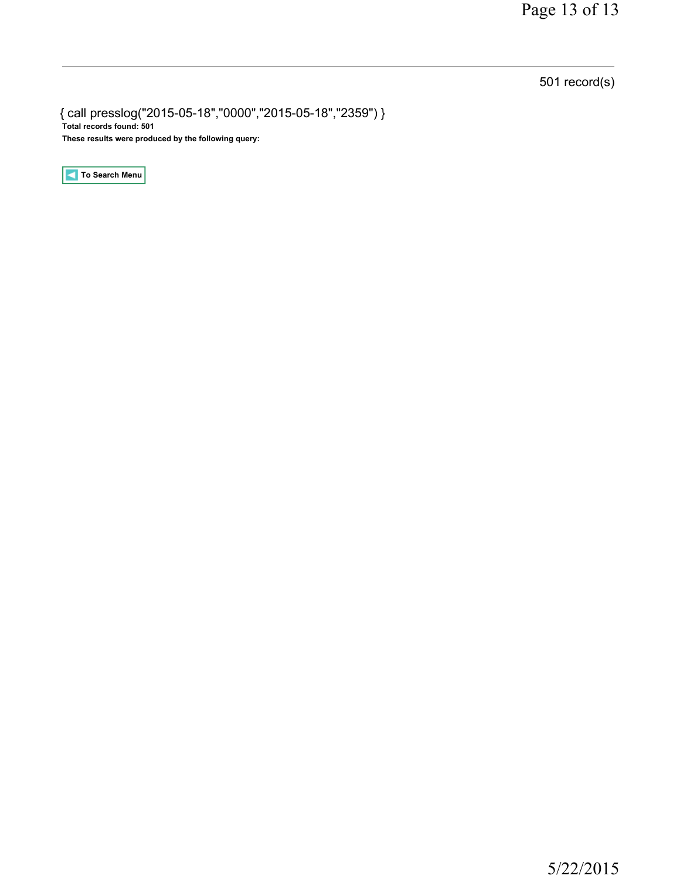501 record(s)

```
{ call presslog("2015-05-18","0000","2015-05-18","2359") }
```

**Total records found: 501**

**These results were produced by the following query:**

**To Search Menu**